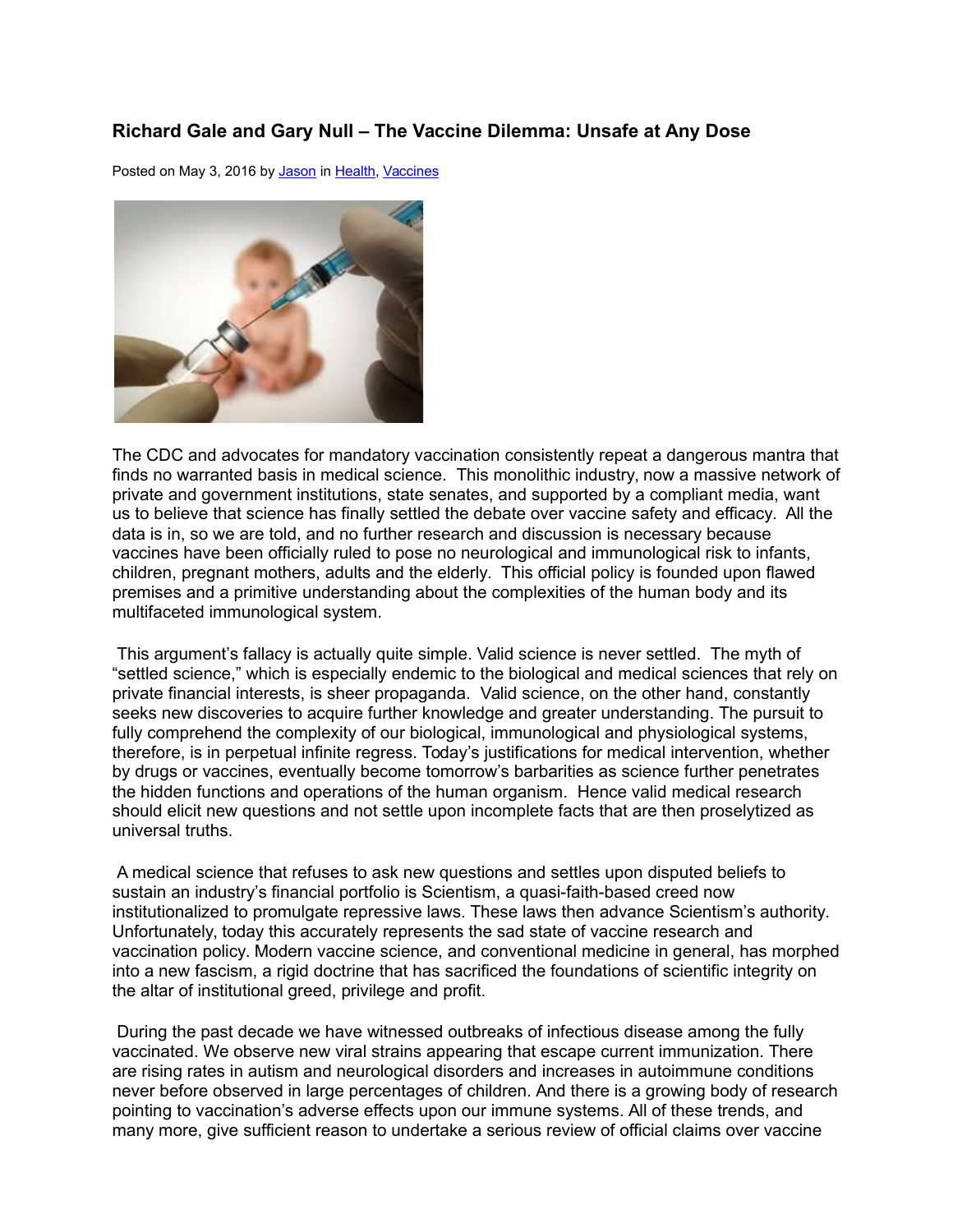### Richard Gale and Gary Null – The Vaccine Dilemma: Unsafe at Any Dose

Posted on May 3, 2016 by Jason in Health, Vaccines

The CDC and advocates for mandatory vaccination consistently repeat a dangerous mantra that finds no warranted basis in medical science. This monolithic industry, now a massive network of private and government institutions, state senates, and supported by a compliant media, want us to believe that science has finally settled the debate over vaccine safety and efficacy. All the data is in, so we are told, and no further research and discussion is necessary because vaccines have been officially ruled to pose no neurological and immunological risk to infants, children, pregnant mothers, adults and the elderly. This official policy is founded upon flawed premises and a primitive understanding about the complexities of the human body and its multifaceted immunological system.

This argument's fallacy is actually quite simple. Valid science is never settled. The myth of "settled science," which is especially endemic to the biological and medical sciences that rely on private financial interests, is sheer propaganda. Valid science, on the other hand, constantly seeks new discoveries to acquire further knowledge and greater understanding. The pursuit to fully comprehend the complexity of our biological, immunological and physiological systems, therefore, is in perpetual infinite regress. Today's justifications for medical intervention, whether by drugs or vaccines, eventually become tomorrow's barbarities as science further penetrates the hidden functions and operations of the human organism. Hence valid medical research should elicit new questions and not settle upon incomplete facts that are then proselytized as universal truths.

A medical science that refuses to ask new questions and settles upon disputed beliefs to sustain an industry's financial portfolio is Scientism, a quasi-faith-based creed now institutionalized to promulgate repressive laws. These laws then advance Scientism's authority. Unfortunately, today this accurately represents the sad state of vaccine research and vaccination policy. Modern vaccine science, and conventional medicine in general, has morphed into a new fascism, a rigid doctrine that has sacrificed the foundations of scientific integrity on the altar of institutional greed, privilege and profit.

During the past decade we have witnessed outbreaks of infectious disease among the fully vaccinated. We observe new viral strains appearing that escape current immunization. There are rising rates in autism and neurological disorders and increases in autoimmune conditions never before observed in large percentages of children. And there is a growing body of research pointing to vaccination's adverse effects upon our immune systems. All of these trends, and many more, give sufficient reason to undertake a serious review of official claims over vaccine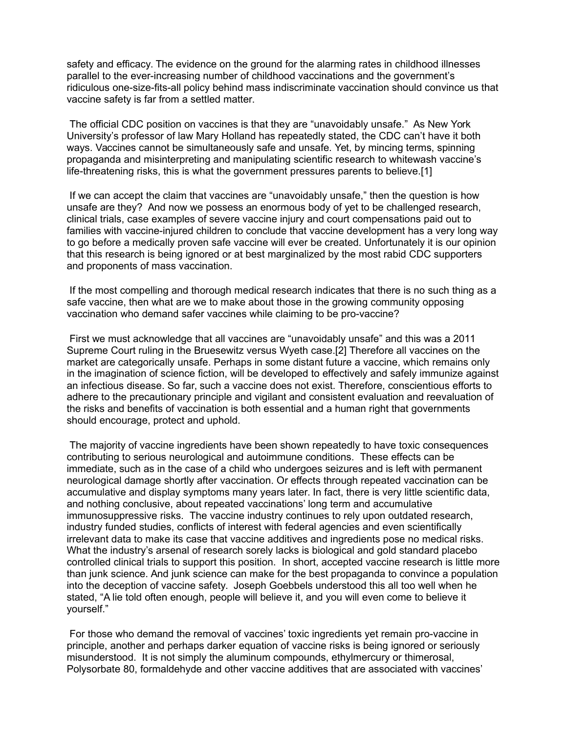safety and efficacy. The evidence on the ground for the alarming rates in childhood illnesses parallel to the ever-increasing number of childhood vaccinations and the government's ridiculous one-size-fits-all policy behind mass indiscriminate vaccination should convince us that vaccine safety is far from a settled matter.

The official CDC position on vaccines is that they are "unavoidably unsafe." As New York University's professor of law Mary Holland has repeatedly stated, the CDC can't have it both ways. Vaccines cannot be simultaneously safe and unsafe. Yet, by mincing terms, spinning propaganda and misinterpreting and manipulating scientific research to whitewash vaccine's life-threatening risks, this is what the government pressures parents to believe.[1]

If we can accept the claim that vaccines are "unavoidably unsafe," then the question is how unsafe are they? And now we possess an enormous body of yet to be challenged research, clinical trials, case examples of severe vaccine injury and court compensations paid out to families with vaccine-injured children to conclude that vaccine development has a very long way to go before a medically proven safe vaccine will ever be created. Unfortunately it is our opinion that this research is being ignored or at best marginalized by the most rabid CDC supporters and proponents of mass vaccination.

If the most compelling and thorough medical research indicates that there is no such thing as a safe vaccine, then what are we to make about those in the growing community opposing vaccination who demand safer vaccines while claiming to be pro-vaccine?

First we must acknowledge that all vaccines are "unavoidably unsafe" and this was a 2011 Supreme Court ruling in the Bruesewitz versus Wyeth case.[2] Therefore all vaccines on the market are categorically unsafe. Perhaps in some distant future a vaccine, which remains only in the imagination of science fiction, will be developed to effectively and safely immunize against an infectious disease. So far, such a vaccine does not exist. Therefore, conscientious efforts to adhere to the precautionary principle and vigilant and consistent evaluation and reevaluation of the risks and benefits of vaccination is both essential and a human right that governments should encourage, protect and uphold.

The majority of vaccine ingredients have been shown repeatedly to have toxic consequences contributing to serious neurological and autoimmune conditions. These effects can be immediate, such as in the case of a child who undergoes seizures and is left with permanent neurological damage shortly after vaccination. Or effects through repeated vaccination can be accumulative and display symptoms many years later. In fact, there is very little scientific data, and nothing conclusive, about repeated vaccinations' long term and accumulative immunosuppressive risks. The vaccine industry continues to rely upon outdated research, industry funded studies, conflicts of interest with federal agencies and even scientifically irrelevant data to make its case that vaccine additives and ingredients pose no medical risks. What the industry's arsenal of research sorely lacks is biological and gold standard placebo controlled clinical trials to support this position. In short, accepted vaccine research is little more than junk science. And junk science can make for the best propaganda to convince a population into the deception of vaccine safety. Joseph Goebbels understood this all too well when he stated, "A lie told often enough, people will believe it, and you will even come to believe it yourself."

For those who demand the removal of vaccines' toxic ingredients yet remain pro-vaccine in principle, another and perhaps darker equation of vaccine risks is being ignored or seriously misunderstood. It is not simply the aluminum compounds, ethylmercury or thimerosal, Polysorbate 80, formaldehyde and other vaccine additives that are associated with vaccines'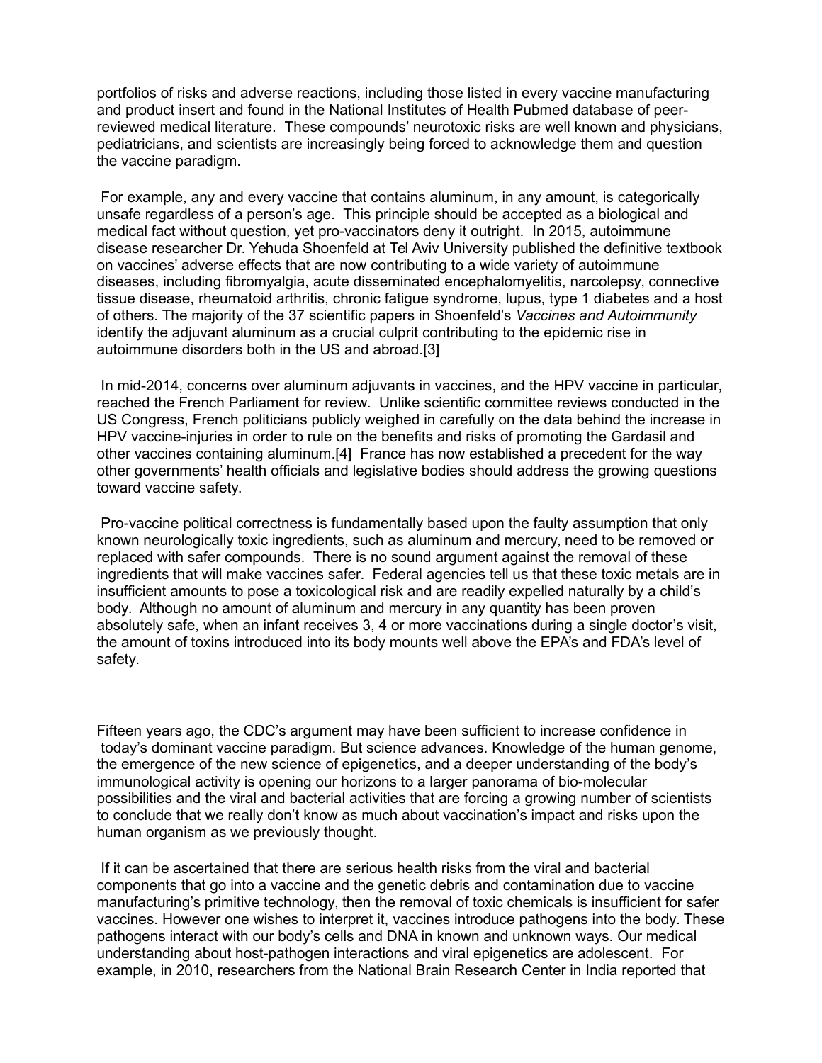portfolios of risks and adverse reactions, including those listed in every vaccine manufacturing and product insert and found in the National Institutes of Health Pubmed database of peer-reviewed medical literature. These compounds' neurotoxic risks are well known and physicians, pediatricians, and scientists are increasingly being forced to acknowledge them and question the vaccine paradigm.

For example, any and every vaccine that contains aluminum, in any amount, is categorically unsafe regardless of a person's age. This principle should be accepted as a biological and medical fact without question, yet pro-vaccinators deny it outright. In 2015, autoimmune disease researcher Dr. Yehuda Shoenfeld at Tel Aviv University published the definitive textbook on vaccines' adverse effects that are now contributing to a wide variety of autoimmune diseases, including fibromyalgia, acute disseminated encephalomyelitis, narcolepsy, connective tissue disease, rheumatoid arthritis, chronic fatigue syndrome, lupus, type 1 diabetes and a host of others. The majority of the 37 scientific papers in Shoenfeld's *Vaccines and Autoimmunity* identify the adjuvant aluminum as a crucial culprit contributing to the epidemic rise in autoimmune disorders both in the US and abroad.[3]

In mid-2014, concerns over aluminum adjuvants in vaccines, and the HPV vaccine in particular, reached the French Parliament for review. Unlike scientific committee reviews conducted in the US Congress, French politicians publicly weighed in carefully on the data behind the increase in HPV vaccine-injuries in order to rule on the benefits and risks of promoting the Gardasil and other vaccines containing aluminum.[4] France has now established a precedent for the way other governments' health officials and legislative bodies should address the growing questions toward vaccine safety.

Pro-vaccine political correctness is fundamentally based upon the faulty assumption that only known neurologically toxic ingredients, such as aluminum and mercury, need to be removed or replaced with safer compounds. There is no sound argument against the removal of these ingredients that will make vaccines safer. Federal agencies tell us that these toxic metals are in insufficient amounts to pose a toxicological risk and are readily expelled naturally by a child's body. Although no amount of aluminum and mercury in any quantity has been proven absolutely safe, when an infant receives 3, 4 or more vaccinations during a single doctor's visit, the amount of toxins introduced into its body mounts well above the EPA's and FDA's level of safety.

Fifteen years ago, the CDC's argument may have been sufficient to increase confidence in today's dominant vaccine paradigm. But science advances. Knowledge of the human genome, the emergence of the new science of epigenetics, and a deeper understanding of the body's immunological activity is opening our horizons to a larger panorama of bio-molecular possibilities and the viral and bacterial activities that are forcing a growing number of scientists to conclude that we really don't know as much about vaccination's impact and risks upon the human organism as we previously thought.

If it can be ascertained that there are serious health risks from the viral and bacterial components that go into a vaccine and the genetic debris and contamination due to vaccine manufacturing's primitive technology, then the removal of toxic chemicals is insufficient for safer vaccines. However one wishes to interpret it, vaccines introduce pathogens into the body. These pathogens interact with our body's cells and DNA in known and unknown ways. Our medical understanding about host-pathogen interactions and viral epigenetics are adolescent. For example, in 2010, researchers from the National Brain Research Center in India reported that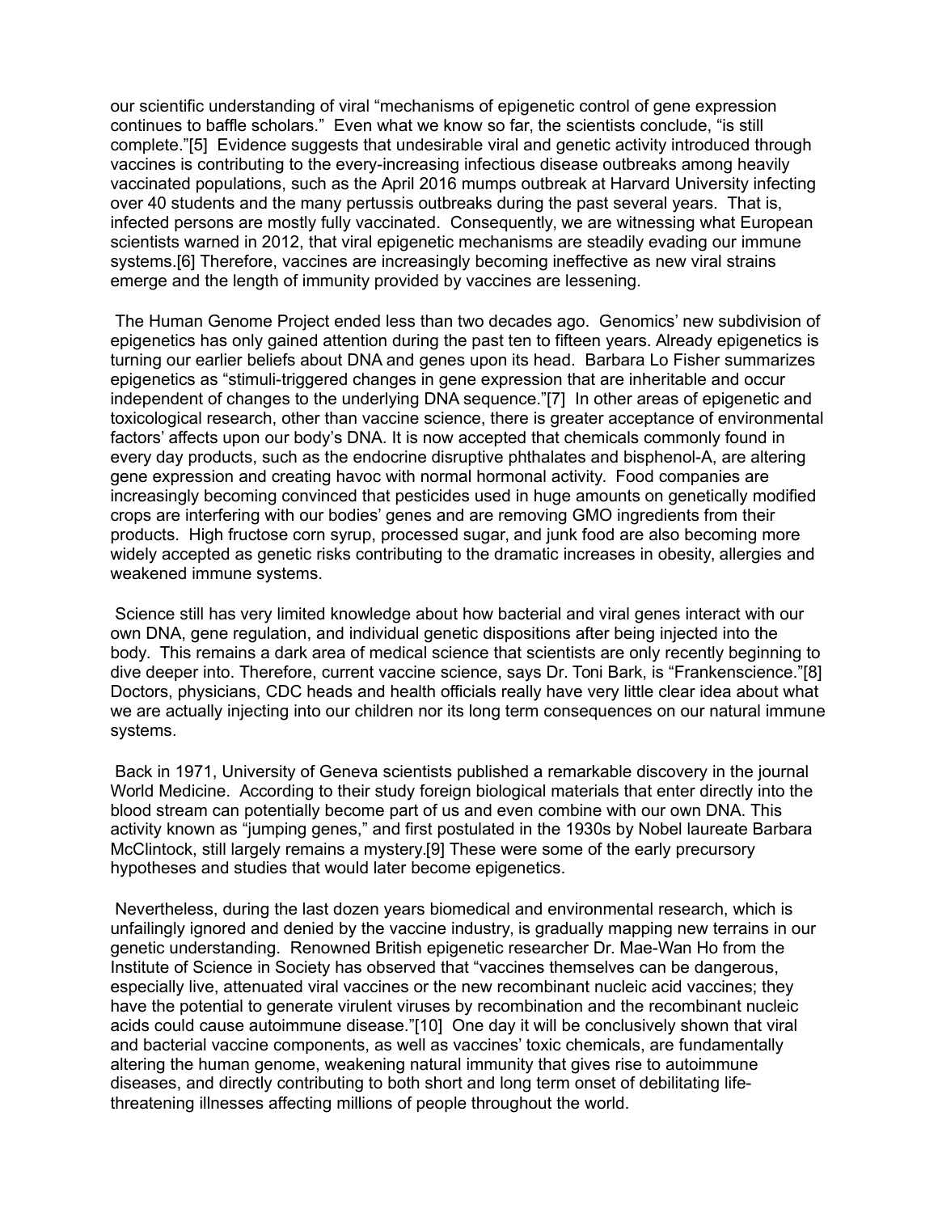our scientific understanding of viral “mechanisms of epigenetic control of gene expression continues to baffle scholars.” Even what we know so far, the scientists conclude, “is still complete.”[5] Evidence suggests that undesirable viral and genetic activity introduced through vaccines is contributing to the every-increasing infectious disease outbreaks among heavily vaccinated populations, such as the April 2016 mumps outbreak at Harvard University infecting over 40 students and the many pertussis outbreaks during the past several years. That is, infected persons are mostly fully vaccinated. Consequently, we are witnessing what European scientists warned in 2012, that viral epigenetic mechanisms are steadily evading our immune systems.[6] Therefore, vaccines are increasingly becoming ineffective as new viral strains emerge and the length of immunity provided by vaccines are lessening.

The Human Genome Project ended less than two decades ago. Genomics’ new subdivision of epigenetics has only gained attention during the past ten to fifteen years. Already epigenetics is turning our earlier beliefs about DNA and genes upon its head. Barbara Lo Fisher summarizes epigenetics as “stimuli-triggered changes in gene expression that are inheritable and occur independent of changes to the underlying DNA sequence.”[7] In other areas of epigenetic and toxicological research, other than vaccine science, there is greater acceptance of environmental factors’ affects upon our body’s DNA. It is now accepted that chemicals commonly found in every day products, such as the endocrine disruptive phthalates and bisphenol-A, are altering gene expression and creating havoc with normal hormonal activity. Food companies are increasingly becoming convinced that pesticides used in huge amounts on genetically modified crops are interfering with our bodies’ genes and are removing GMO ingredients from their products. High fructose corn syrup, processed sugar, and junk food are also becoming more widely accepted as genetic risks contributing to the dramatic increases in obesity, allergies and weakened immune systems.

Science still has very limited knowledge about how bacterial and viral genes interact with our own DNA, gene regulation, and individual genetic dispositions after being injected into the body. This remains a dark area of medical science that scientists are only recently beginning to dive deeper into. Therefore, current vaccine science, says Dr. Toni Bark, is “Frankenscience.”[8] Doctors, physicians, CDC heads and health officials really have very little clear idea about what we are actually injecting into our children nor its long term consequences on our natural immune systems.

Back in 1971, University of Geneva scientists published a remarkable discovery in the journal World Medicine. According to their study foreign biological materials that enter directly into the blood stream can potentially become part of us and even combine with our own DNA. This activity known as “jumping genes,” and first postulated in the 1930s by Nobel laureate Barbara McClintock, still largely remains a mystery.[9] These were some of the early precursory hypotheses and studies that would later become epigenetics.

Nevertheless, during the last dozen years biomedical and environmental research, which is unfailingly ignored and denied by the vaccine industry, is gradually mapping new terrains in our genetic understanding. Renowned British epigenetic researcher Dr. Mae-Wan Ho from the Institute of Science in Society has observed that “vaccines themselves can be dangerous, especially live, attenuated viral vaccines or the new recombinant nucleic acid vaccines; they have the potential to generate virulent viruses by recombination and the recombinant nucleic acids could cause autoimmune disease.”[10] One day it will be conclusively shown that viral and bacterial vaccine components, as well as vaccines’ toxic chemicals, are fundamentally altering the human genome, weakening natural immunity that gives rise to autoimmune diseases, and directly contributing to both short and long term onset of debilitating life-threatening illnesses affecting millions of people throughout the world.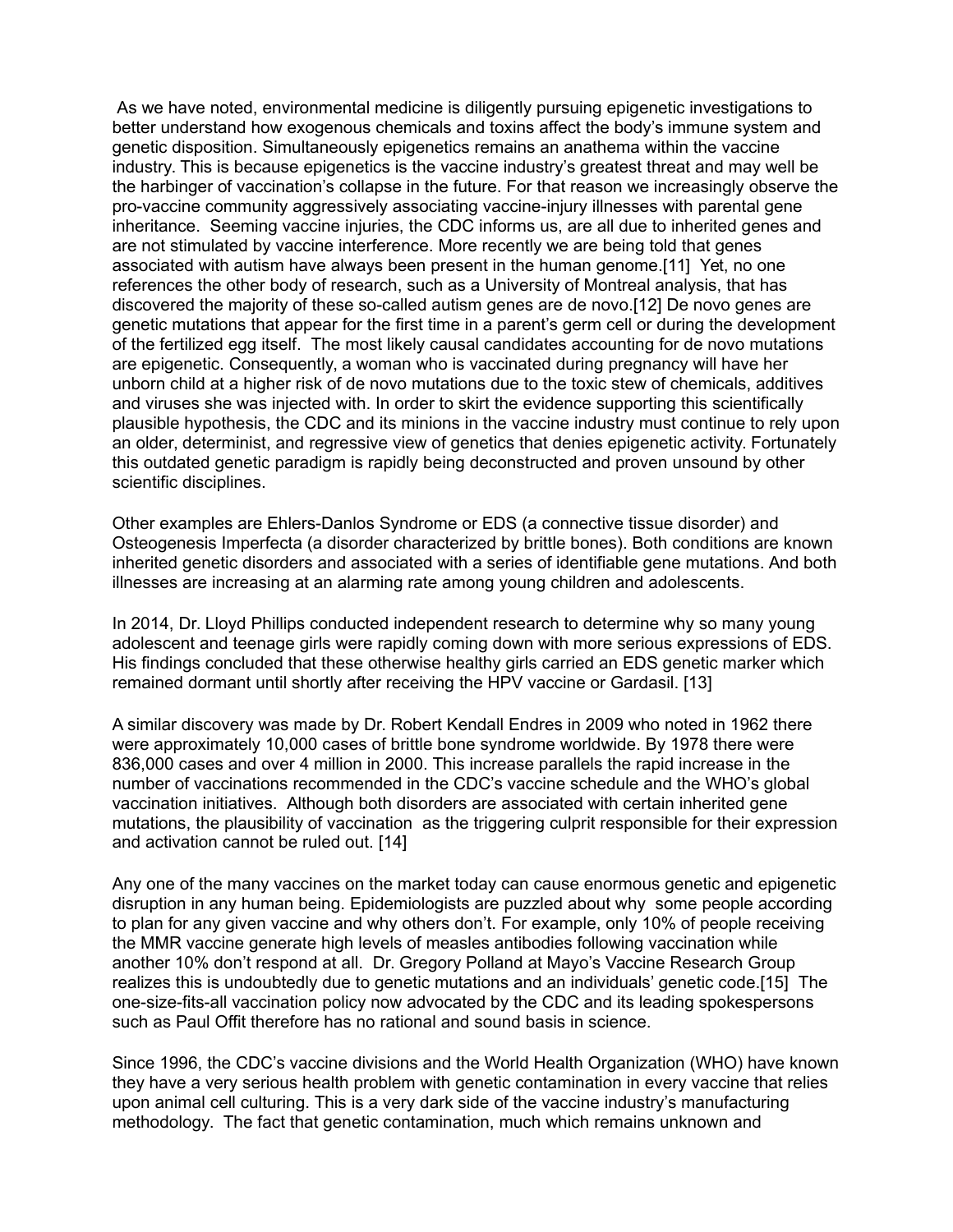As we have noted, environmental medicine is diligently pursuing epigenetic investigations to better understand how exogenous chemicals and toxins affect the body's immune system and genetic disposition. Simultaneously epigenetics remains an anathema within the vaccine industry. This is because epigenetics is the vaccine industry's greatest threat and may well be the harbinger of vaccination's collapse in the future. For that reason we increasingly observe the pro-vaccine community aggressively associating vaccine-injury illnesses with parental gene inheritance. Seeming vaccine injuries, the CDC informs us, are all due to inherited genes and are not stimulated by vaccine interference. More recently we are being told that genes associated with autism have always been present in the human genome.[11] Yet, no one references the other body of research, such as a University of Montreal analysis, that has discovered the majority of these so-called autism genes are de novo.[12] De novo genes are genetic mutations that appear for the first time in a parent's germ cell or during the development of the fertilized egg itself. The most likely causal candidates accounting for de novo mutations are epigenetic. Consequently, a woman who is vaccinated during pregnancy will have her unborn child at a higher risk of de novo mutations due to the toxic stew of chemicals, additives and viruses she was injected with. In order to skirt the evidence supporting this scientifically plausible hypothesis, the CDC and its minions in the vaccine industry must continue to rely upon an older, determinist, and regressive view of genetics that denies epigenetic activity. Fortunately this outdated genetic paradigm is rapidly being deconstructed and proven unsound by other scientific disciplines.

Other examples are Ehlers-Danlos Syndrome or EDS (a connective tissue disorder) and Osteogenesis Imperfecta (a disorder characterized by brittle bones). Both conditions are known inherited genetic disorders and associated with a series of identifiable gene mutations. And both illnesses are increasing at an alarming rate among young children and adolescents.

In 2014, Dr. Lloyd Phillips conducted independent research to determine why so many young adolescent and teenage girls were rapidly coming down with more serious expressions of EDS. His findings concluded that these otherwise healthy girls carried an EDS genetic marker which remained dormant until shortly after receiving the HPV vaccine or Gardasil. [13]

A similar discovery was made by Dr. Robert Kendall Endres in 2009 who noted in 1962 there were approximately 10,000 cases of brittle bone syndrome worldwide. By 1978 there were 836,000 cases and over 4 million in 2000. This increase parallels the rapid increase in the number of vaccinations recommended in the CDC's vaccine schedule and the WHO's global vaccination initiatives. Although both disorders are associated with certain inherited gene mutations, the plausibility of vaccination as the triggering culprit responsible for their expression and activation cannot be ruled out. [14]

Any one of the many vaccines on the market today can cause enormous genetic and epigenetic disruption in any human being. Epidemiologists are puzzled about why some people according to plan for any given vaccine and why others don't. For example, only 10% of people receiving the MMR vaccine generate high levels of measles antibodies following vaccination while another 10% don't respond at all. Dr. Gregory Polland at Mayo's Vaccine Research Group realizes this is undoubtedly due to genetic mutations and an individuals' genetic code.[15] The one-size-fits-all vaccination policy now advocated by the CDC and its leading spokespersons such as Paul Offit therefore has no rational and sound basis in science.

Since 1996, the CDC's vaccine divisions and the World Health Organization (WHO) have known they have a very serious health problem with genetic contamination in every vaccine that relies upon animal cell culturing. This is a very dark side of the vaccine industry's manufacturing methodology. The fact that genetic contamination, much which remains unknown and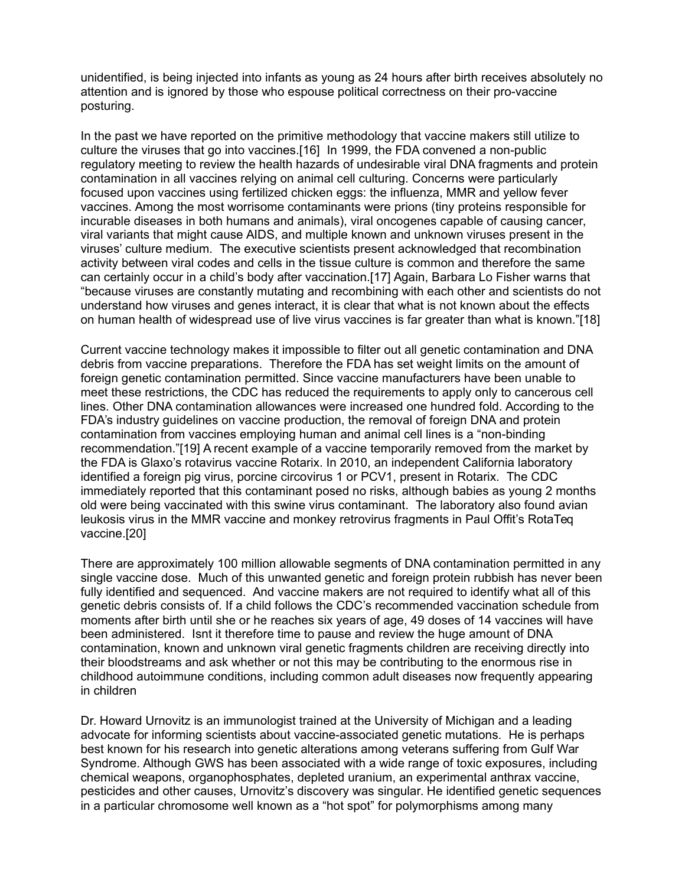unidentified, is being injected into infants as young as 24 hours after birth receives absolutely no attention and is ignored by those who espouse political correctness on their pro-vaccine posturing.

In the past we have reported on the primitive methodology that vaccine makers still utilize to culture the viruses that go into vaccines.[16] In 1999, the FDA convened a non-public regulatory meeting to review the health hazards of undesirable viral DNA fragments and protein contamination in all vaccines relying on animal cell culturing. Concerns were particularly focused upon vaccines using fertilized chicken eggs: the influenza, MMR and yellow fever vaccines. Among the most worrisome contaminants were prions (tiny proteins responsible for incurable diseases in both humans and animals), viral oncogenes capable of causing cancer, viral variants that might cause AIDS, and multiple known and unknown viruses present in the viruses' culture medium. The executive scientists present acknowledged that recombination activity between viral codes and cells in the tissue culture is common and therefore the same can certainly occur in a child's body after vaccination.[17] Again, Barbara Lo Fisher warns that "because viruses are constantly mutating and recombining with each other and scientists do not understand how viruses and genes interact, it is clear that what is not known about the effects on human health of widespread use of live virus vaccines is far greater than what is known."[18]

Current vaccine technology makes it impossible to filter out all genetic contamination and DNA debris from vaccine preparations. Therefore the FDA has set weight limits on the amount of foreign genetic contamination permitted. Since vaccine manufacturers have been unable to meet these restrictions, the CDC has reduced the requirements to apply only to cancerous cell lines. Other DNA contamination allowances were increased one hundred fold. According to the FDA's industry guidelines on vaccine production, the removal of foreign DNA and protein contamination from vaccines employing human and animal cell lines is a "non-binding recommendation."[19] A recent example of a vaccine temporarily removed from the market by the FDA is Glaxo's rotavirus vaccine Rotarix. In 2010, an independent California laboratory identified a foreign pig virus, porcine circovirus 1 or PCV1, present in Rotarix. The CDC immediately reported that this contaminant posed no risks, although babies as young 2 months old were being vaccinated with this swine virus contaminant. The laboratory also found avian leukosis virus in the MMR vaccine and monkey retrovirus fragments in Paul Offit's RotaTeq vaccine.[20]

There are approximately 100 million allowable segments of DNA contamination permitted in any single vaccine dose. Much of this unwanted genetic and foreign protein rubbish has never been fully identified and sequenced. And vaccine makers are not required to identify what all of this genetic debris consists of. If a child follows the CDC's recommended vaccination schedule from moments after birth until she or he reaches six years of age, 49 doses of 14 vaccines will have been administered. Isnt it therefore time to pause and review the huge amount of DNA contamination, known and unknown viral genetic fragments children are receiving directly into their bloodstreams and ask whether or not this may be contributing to the enormous rise in childhood autoimmune conditions, including common adult diseases now frequently appearing in children

Dr. Howard Urnovitz is an immunologist trained at the University of Michigan and a leading advocate for informing scientists about vaccine-associated genetic mutations. He is perhaps best known for his research into genetic alterations among veterans suffering from Gulf War Syndrome. Although GWS has been associated with a wide range of toxic exposures, including chemical weapons, organophosphates, depleted uranium, an experimental anthrax vaccine, pesticides and other causes, Urnovitz's discovery was singular. He identified genetic sequences in a particular chromosome well known as a "hot spot" for polymorphisms among many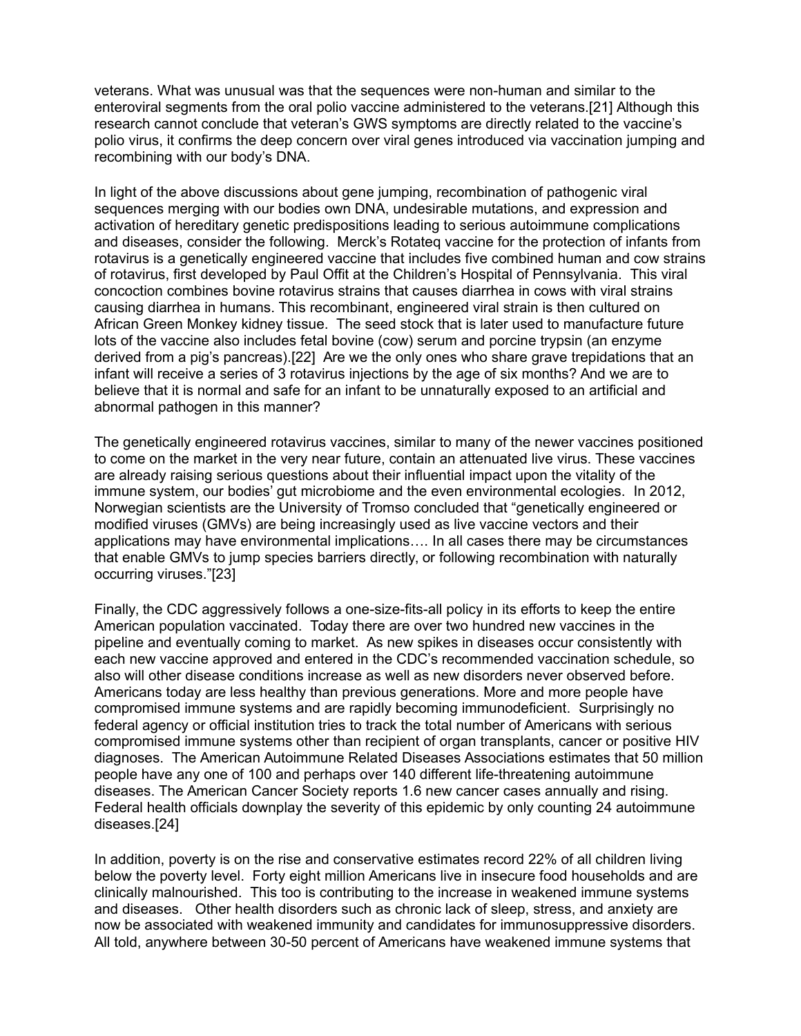veterans. What was unusual was that the sequences were non-human and similar to the enteroviral segments from the oral polio vaccine administered to the veterans.[21] Although this research cannot conclude that veteran's GWS symptoms are directly related to the vaccine's polio virus, it confirms the deep concern over viral genes introduced via vaccination jumping and recombining with our body's DNA.

In light of the above discussions about gene jumping, recombination of pathogenic viral sequences merging with our bodies own DNA, undesirable mutations, and expression and activation of hereditary genetic predispositions leading to serious autoimmune complications and diseases, consider the following. Merck's Rotateq vaccine for the protection of infants from rotavirus is a genetically engineered vaccine that includes five combined human and cow strains of rotavirus, first developed by Paul Offit at the Children's Hospital of Pennsylvania. This viral concoction combines bovine rotavirus strains that causes diarrhea in cows with viral strains causing diarrhea in humans. This recombinant, engineered viral strain is then cultured on African Green Monkey kidney tissue. The seed stock that is later used to manufacture future lots of the vaccine also includes fetal bovine (cow) serum and porcine trypsin (an enzyme derived from a pig's pancreas).[22] Are we the only ones who share grave trepidations that an infant will receive a series of 3 rotavirus injections by the age of six months? And we are to believe that it is normal and safe for an infant to be unnaturally exposed to an artificial and abnormal pathogen in this manner?

The genetically engineered rotavirus vaccines, similar to many of the newer vaccines positioned to come on the market in the very near future, contain an attenuated live virus. These vaccines are already raising serious questions about their influential impact upon the vitality of the immune system, our bodies' gut microbiome and the even environmental ecologies. In 2012, Norwegian scientists are the University of Tromso concluded that "genetically engineered or modified viruses (GMVs) are being increasingly used as live vaccine vectors and their applications may have environmental implications…. In all cases there may be circumstances that enable GMVs to jump species barriers directly, or following recombination with naturally occurring viruses."[23]

Finally, the CDC aggressively follows a one-size-fits-all policy in its efforts to keep the entire American population vaccinated. Today there are over two hundred new vaccines in the pipeline and eventually coming to market. As new spikes in diseases occur consistently with each new vaccine approved and entered in the CDC's recommended vaccination schedule, so also will other disease conditions increase as well as new disorders never observed before. Americans today are less healthy than previous generations. More and more people have compromised immune systems and are rapidly becoming immunodeficient. Surprisingly no federal agency or official institution tries to track the total number of Americans with serious compromised immune systems other than recipient of organ transplants, cancer or positive HIV diagnoses. The American Autoimmune Related Diseases Associations estimates that 50 million people have any one of 100 and perhaps over 140 different life-threatening autoimmune diseases. The American Cancer Society reports 1.6 new cancer cases annually and rising. Federal health officials downplay the severity of this epidemic by only counting 24 autoimmune diseases.[24]

In addition, poverty is on the rise and conservative estimates record 22% of all children living below the poverty level. Forty eight million Americans live in insecure food households and are clinically malnourished. This too is contributing to the increase in weakened immune systems and diseases. Other health disorders such as chronic lack of sleep, stress, and anxiety are now be associated with weakened immunity and candidates for immunosuppressive disorders. All told, anywhere between 30-50 percent of Americans have weakened immune systems that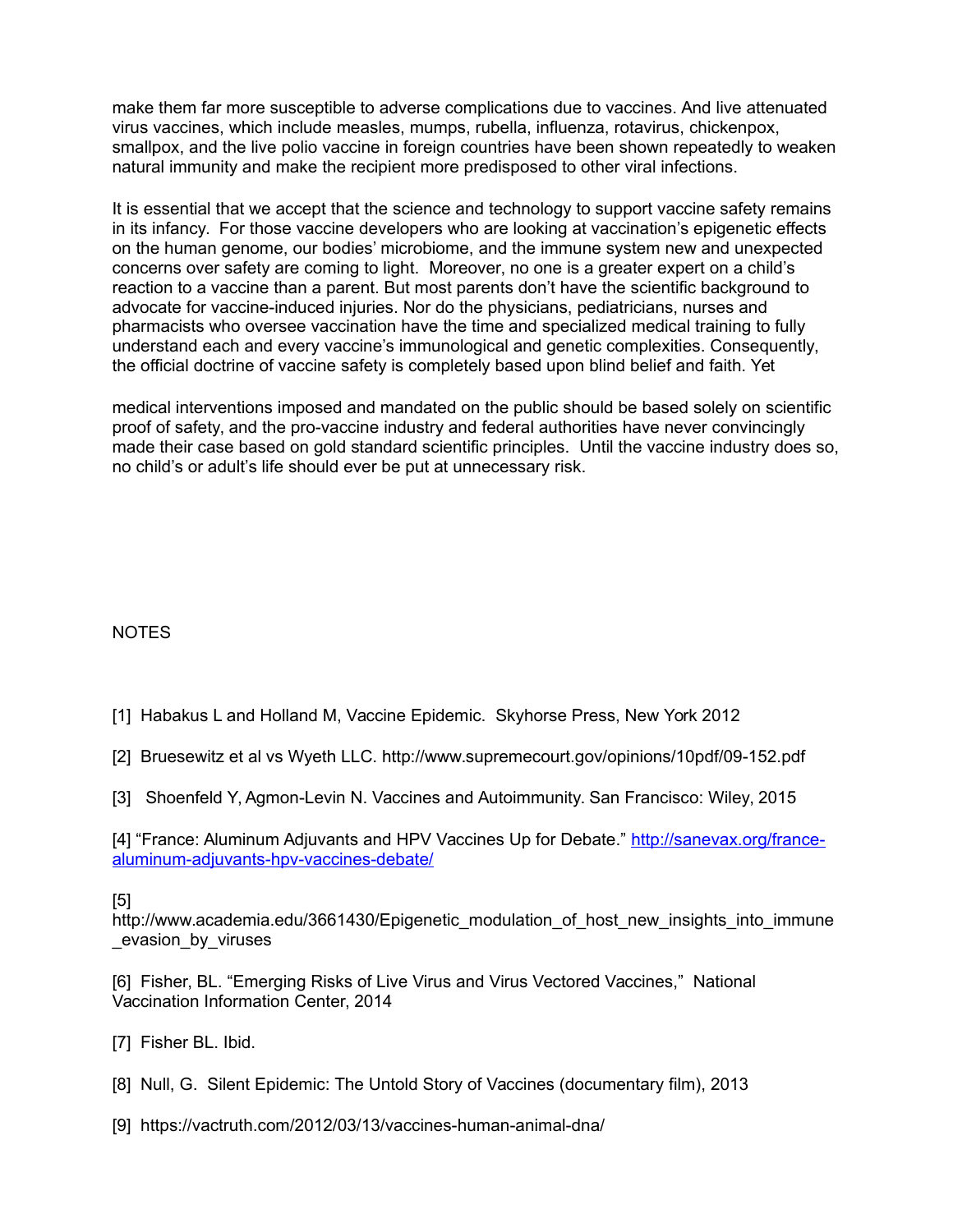make them far more susceptible to adverse complications due to vaccines. And live attenuated virus vaccines, which include measles, mumps, rubella, influenza, rotavirus, chickenpox, smallpox, and the live polio vaccine in foreign countries have been shown repeatedly to weaken natural immunity and make the recipient more predisposed to other viral infections.

It is essential that we accept that the science and technology to support vaccine safety remains in its infancy. For those vaccine developers who are looking at vaccination's epigenetic effects on the human genome, our bodies' microbiome, and the immune system new and unexpected concerns over safety are coming to light. Moreover, no one is a greater expert on a child's reaction to a vaccine than a parent. But most parents don't have the scientific background to advocate for vaccine-induced injuries. Nor do the physicians, pediatricians, nurses and pharmacists who oversee vaccination have the time and specialized medical training to fully understand each and every vaccine's immunological and genetic complexities. Consequently, the official doctrine of vaccine safety is completely based upon blind belief and faith. Yet

medical interventions imposed and mandated on the public should be based solely on scientific proof of safety, and the pro-vaccine industry and federal authorities have never convincingly made their case based on gold standard scientific principles. Until the vaccine industry does so, no child's or adult's life should ever be put at unnecessary risk.

NOTES

[1] Habakus L and Holland M, Vaccine Epidemic. Skyhorse Press, New York 2012

[2] Bruesewitz et al vs Wyeth LLC. http://www.supremecourt.gov/opinions/10pdf/09-152.pdf

[3] Shoenfeld Y, Agmon-Levin N. Vaccines and Autoimmunity. San Francisco: Wiley, 2015

[4] "France: Aluminum Adjuvants and HPV Vaccines Up for Debate." http://sanevax.org/france-aluminum-adjuvants-hpv-vaccines-debate/

[5] http://www.academia.edu/3661430/Epigenetic_modulation_of_host_new_insights_into_immune_evasion_by_viruses

[6] Fisher, BL. "Emerging Risks of Live Virus and Virus Vectored Vaccines," National Vaccination Information Center, 2014

[7] Fisher BL. Ibid.

[8] Null, G. Silent Epidemic: The Untold Story of Vaccines (documentary film), 2013

[9] https://vactruth.com/2012/03/13/vaccines-human-animal-dna/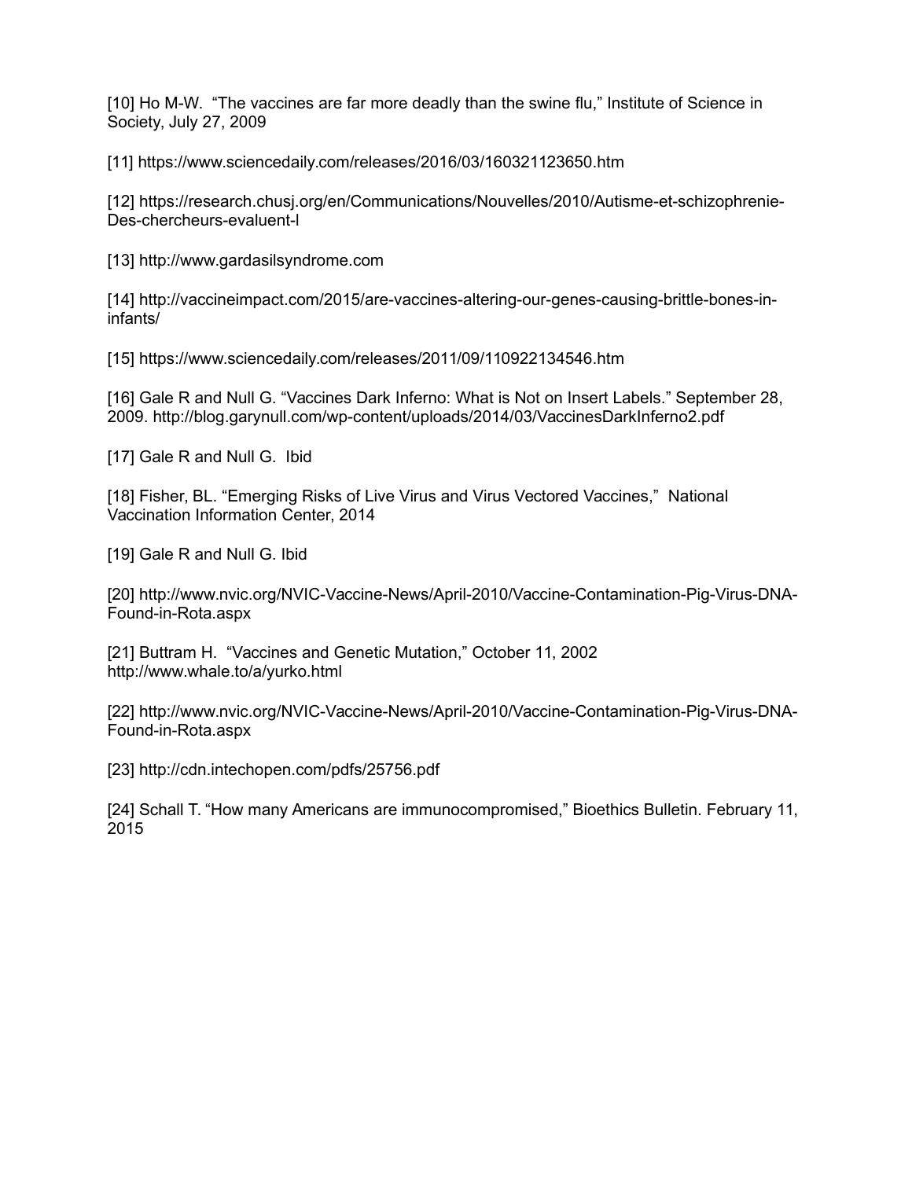[10] Ho M-W. "The vaccines are far more deadly than the swine flu," Institute of Science in Society, July 27, 2009

[11] https://www.sciencedaily.com/releases/2016/03/160321123650.htm

[12] https://research.chusj.org/en/Communications/Nouvelles/2010/Autisme-et-schizophrenie-Des-chercheurs-evaluent-l

[13] http://www.gardasilsyndrome.com

[14] http://vaccineimpact.com/2015/are-vaccines-altering-our-genes-causing-brittle-bones-in-infants/

[15] https://www.sciencedaily.com/releases/2011/09/110922134546.htm

[16] Gale R and Null G. "Vaccines Dark Inferno: What is Not on Insert Labels." September 28, 2009. http://blog.garynull.com/wp-content/uploads/2014/03/VaccinesDarkInferno2.pdf

[17] Gale R and Null G. Ibid

[18] Fisher, BL. "Emerging Risks of Live Virus and Virus Vectored Vaccines," National Vaccination Information Center, 2014

[19] Gale R and Null G. Ibid

[20] http://www.nvic.org/NVIC-Vaccine-News/April-2010/Vaccine-Contamination-Pig-Virus-DNA-Found-in-Rota.aspx

[21] Buttram H. "Vaccines and Genetic Mutation," October 11, 2002 http://www.whale.to/a/yurko.html

[22] http://www.nvic.org/NVIC-Vaccine-News/April-2010/Vaccine-Contamination-Pig-Virus-DNA-Found-in-Rota.aspx

[23] http://cdn.intechopen.com/pdfs/25756.pdf

[24] Schall T. "How many Americans are immunocompromised," Bioethics Bulletin. February 11, 2015